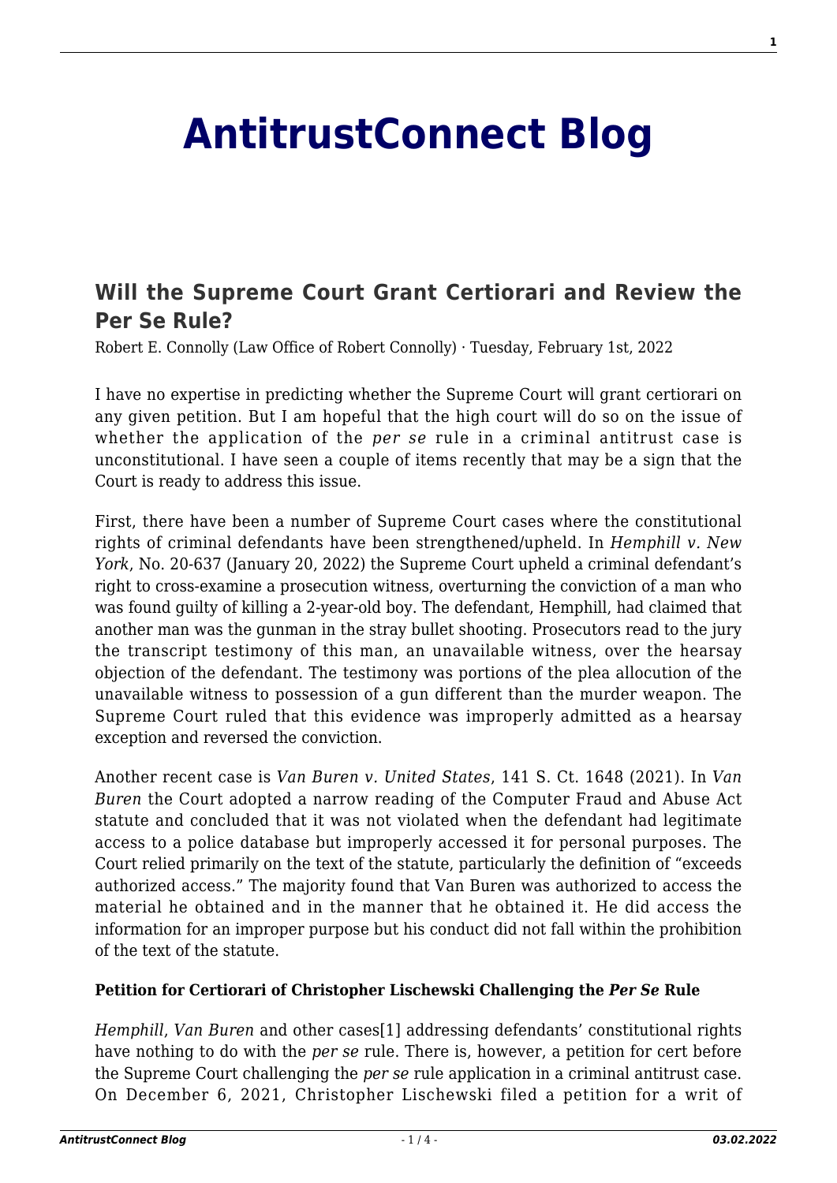# AntitrustConnect Blog

## Will the Supreme Court Grant Certiorari and Review the Per Se Rule?

Robert E. Connolly (Law Office of Robert Connolly) · Tuesday, February 1st, 2022

I have no expertise in predicting whether the Supreme Court will grant certiorari on any given petition. But I am hopeful that the high court will do so on the issue of whether the application of the *per se* rule in a criminal antitrust case is unconstitutional. I have seen a couple of items recently that may be a sign that the Court is ready to address this issue.

First, there have been a number of Supreme Court cases where the constitutional rights of criminal defendants have been strengthened/upheld. In *Hemphill v. New York*, No. 20-637 (January 20, 2022) the Supreme Court upheld a criminal defendant's right to cross-examine a prosecution witness, overturning the conviction of a man who was found guilty of killing a 2-year-old boy. The defendant, Hemphill, had claimed that another man was the gunman in the stray bullet shooting. Prosecutors read to the jury the transcript testimony of this man, an unavailable witness, over the hearsay objection of the defendant. The testimony was portions of the plea allocution of the unavailable witness to possession of a gun different than the murder weapon. The Supreme Court ruled that this evidence was improperly admitted as a hearsay exception and reversed the conviction.

Another recent case is *Van Buren v. United States*, 141 S. Ct. 1648 (2021). In *Van Buren* the Court adopted a narrow reading of the Computer Fraud and Abuse Act statute and concluded that it was not violated when the defendant had legitimate access to a police database but improperly accessed it for personal purposes. The Court relied primarily on the text of the statute, particularly the definition of "exceeds authorized access." The majority found that Van Buren was authorized to access the material he obtained and in the manner that he obtained it. He did access the information for an improper purpose but his conduct did not fall within the prohibition of the text of the statute.

**Petition for Certiorari of Christopher Lischewski Challenging the *Per Se* Rule**

*Hemphill*, *Van Buren* and other cases[1] addressing defendants' constitutional rights have nothing to do with the *per se* rule. There is, however, a petition for cert before the Supreme Court challenging the *per se* rule application in a criminal antitrust case. On December 6, 2021, Christopher Lischewski filed a petition for a writ of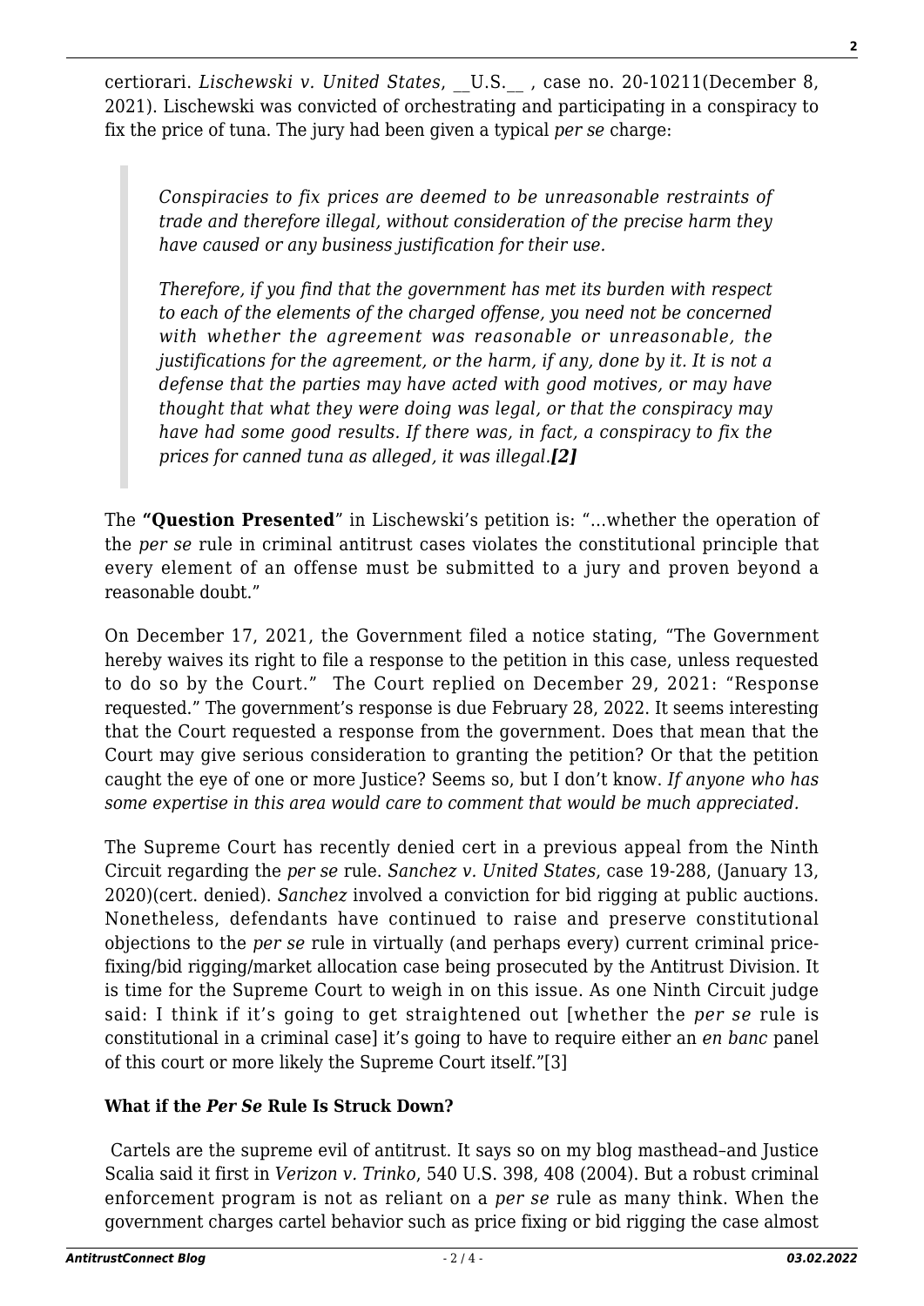certiorari. *Lischewski v. United States*, __U.S.__ , case no. 20-10211(December 8, 2021). Lischewski was convicted of orchestrating and participating in a conspiracy to fix the price of tuna. The jury had been given a typical *per se* charge:

> *Conspiracies to fix prices are deemed to be unreasonable restraints of trade and therefore illegal, without consideration of the precise harm they have caused or any business justification for their use.*
>
> *Therefore, if you find that the government has met its burden with respect to each of the elements of the charged offense, you need not be concerned with whether the agreement was reasonable or unreasonable, the justifications for the agreement, or the harm, if any, done by it. It is not a defense that the parties may have acted with good motives, or may have thought that what they were doing was legal, or that the conspiracy may have had some good results. If there was, in fact, a conspiracy to fix the prices for canned tuna as alleged, it was illegal.****[2]***

The **"Question Presented**" in Lischewski's petition is: "…whether the operation of the *per se* rule in criminal antitrust cases violates the constitutional principle that every element of an offense must be submitted to a jury and proven beyond a reasonable doubt."

On December 17, 2021, the Government filed a notice stating, "The Government hereby waives its right to file a response to the petition in this case, unless requested to do so by the Court." The Court replied on December 29, 2021: "Response requested." The government's response is due February 28, 2022. It seems interesting that the Court requested a response from the government. Does that mean that the Court may give serious consideration to granting the petition? Or that the petition caught the eye of one or more Justice? Seems so, but I don't know. *If anyone who has some expertise in this area would care to comment that would be much appreciated.*

The Supreme Court has recently denied cert in a previous appeal from the Ninth Circuit regarding the *per se* rule. *Sanchez v. United States*, case 19-288, (January 13, 2020)(cert. denied). *Sanchez* involved a conviction for bid rigging at public auctions. Nonetheless, defendants have continued to raise and preserve constitutional objections to the *per se* rule in virtually (and perhaps every) current criminal price-fixing/bid rigging/market allocation case being prosecuted by the Antitrust Division. It is time for the Supreme Court to weigh in on this issue. As one Ninth Circuit judge said: I think if it's going to get straightened out [whether the *per se* rule is constitutional in a criminal case] it's going to have to require either an *en banc* panel of this court or more likely the Supreme Court itself."[3]

**What if the *Per Se* Rule Is Struck Down?**

Cartels are the supreme evil of antitrust. It says so on my blog masthead–and Justice Scalia said it first in *Verizon v. Trinko*, 540 U.S. 398, 408 (2004). But a robust criminal enforcement program is not as reliant on a *per se* rule as many think. When the government charges cartel behavior such as price fixing or bid rigging the case almost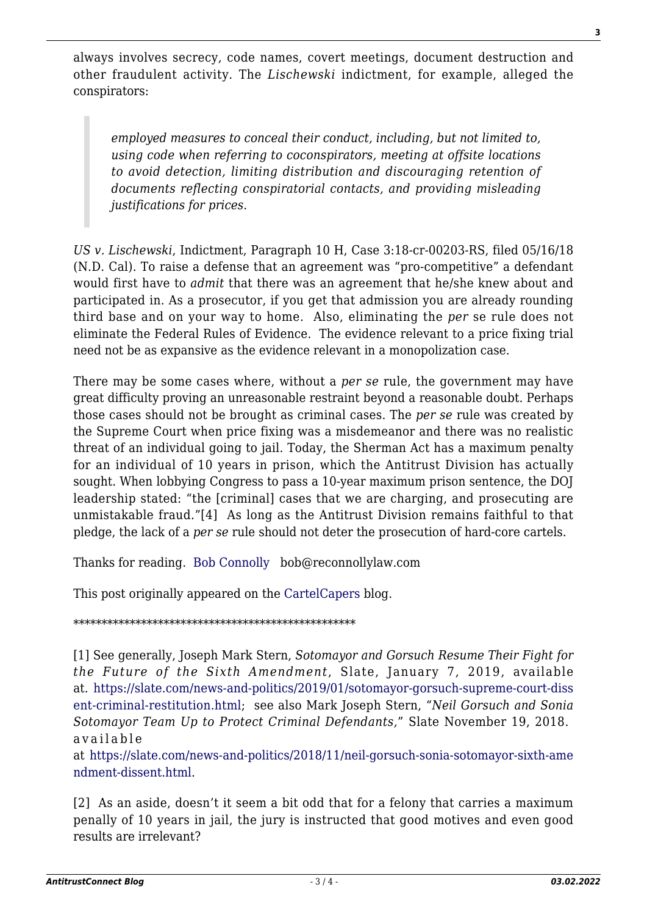always involves secrecy, code names, covert meetings, document destruction and other fraudulent activity. The *Lischewski* indictment, for example, alleged the conspirators:

> *employed measures to conceal their conduct, including, but not limited to, using code when referring to coconspirators, meeting at offsite locations to avoid detection, limiting distribution and discouraging retention of documents reflecting conspiratorial contacts, and providing misleading justifications for prices.*

*US v. Lischewski*, Indictment, Paragraph 10 H, Case 3:18-cr-00203-RS, filed 05/16/18 (N.D. Cal). To raise a defense that an agreement was "pro-competitive" a defendant would first have to *admit* that there was an agreement that he/she knew about and participated in. As a prosecutor, if you get that admission you are already rounding third base and on your way to home. Also, eliminating the *per* se rule does not eliminate the Federal Rules of Evidence. The evidence relevant to a price fixing trial need not be as expansive as the evidence relevant in a monopolization case.

There may be some cases where, without a *per se* rule, the government may have great difficulty proving an unreasonable restraint beyond a reasonable doubt. Perhaps those cases should not be brought as criminal cases. The *per se* rule was created by the Supreme Court when price fixing was a misdemeanor and there was no realistic threat of an individual going to jail. Today, the Sherman Act has a maximum penalty for an individual of 10 years in prison, which the Antitrust Division has actually sought. When lobbying Congress to pass a 10-year maximum prison sentence, the DOJ leadership stated: "the [criminal] cases that we are charging, and prosecuting are unmistakable fraud."[4] As long as the Antitrust Division remains faithful to that pledge, the lack of a *per se* rule should not deter the prosecution of hard-core cartels.

Thanks for reading. Bob Connolly bob@reconnollylaw.com

This post originally appeared on the CartelCapers blog.

\*\*\*\*\*\*\*\*\*\*\*\*\*\*\*\*\*\*\*\*\*\*\*\*\*\*\*\*\*\*\*\*\*\*\*\*\*\*\*\*\*\*\*\*\*\*\*\*\*\*\*\*\*

[1] See generally, Joseph Mark Stern, *Sotomayor and Gorsuch Resume Their Fight for the Future of the Sixth Amendment*, Slate, January 7, 2019, available at. https://slate.com/news-and-politics/2019/01/sotomayor-gorsuch-supreme-court-dissent-criminal-restitution.html; see also Mark Joseph Stern, "*Neil Gorsuch and Sonia Sotomayor Team Up to Protect Criminal Defendants,*" Slate November 19, 2018. available at https://slate.com/news-and-politics/2018/11/neil-gorsuch-sonia-sotomayor-sixth-amendment-dissent.html.

[2] As an aside, doesn't it seem a bit odd that for a felony that carries a maximum penalty of 10 years in jail, the jury is instructed that good motives and even good results are irrelevant?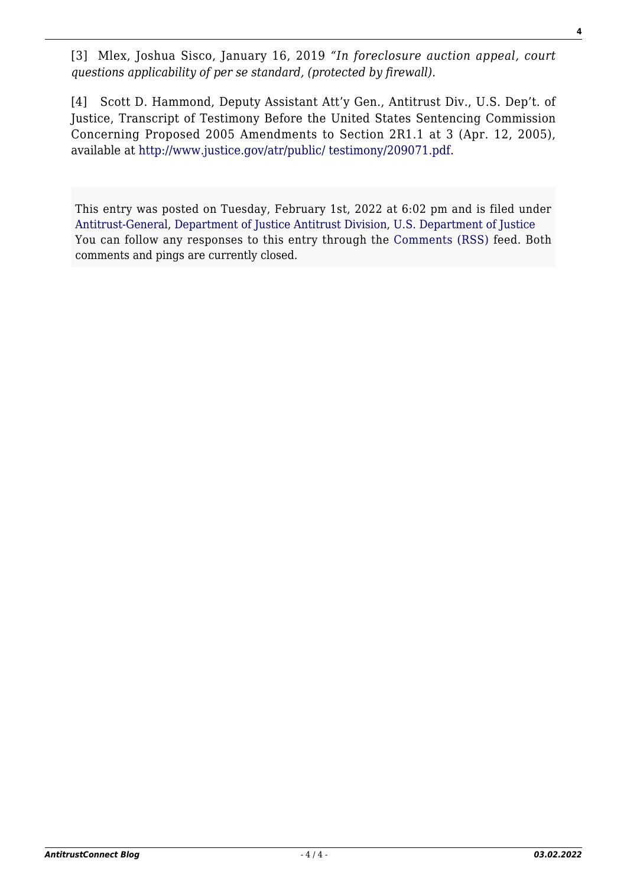[3] Mlex, Joshua Sisco, January 16, 2019 *"In foreclosure auction appeal, court questions applicability of per se standard, (protected by firewall).*

[4] Scott D. Hammond, Deputy Assistant Att'y Gen., Antitrust Div., U.S. Dep't. of Justice, Transcript of Testimony Before the United States Sentencing Commission Concerning Proposed 2005 Amendments to Section 2R1.1 at 3 (Apr. 12, 2005), available at http://www.justice.gov/atr/public/ testimony/209071.pdf.

This entry was posted on Tuesday, February 1st, 2022 at 6:02 pm and is filed under Antitrust-General, Department of Justice Antitrust Division, U.S. Department of Justice You can follow any responses to this entry through the Comments (RSS) feed. Both comments and pings are currently closed.